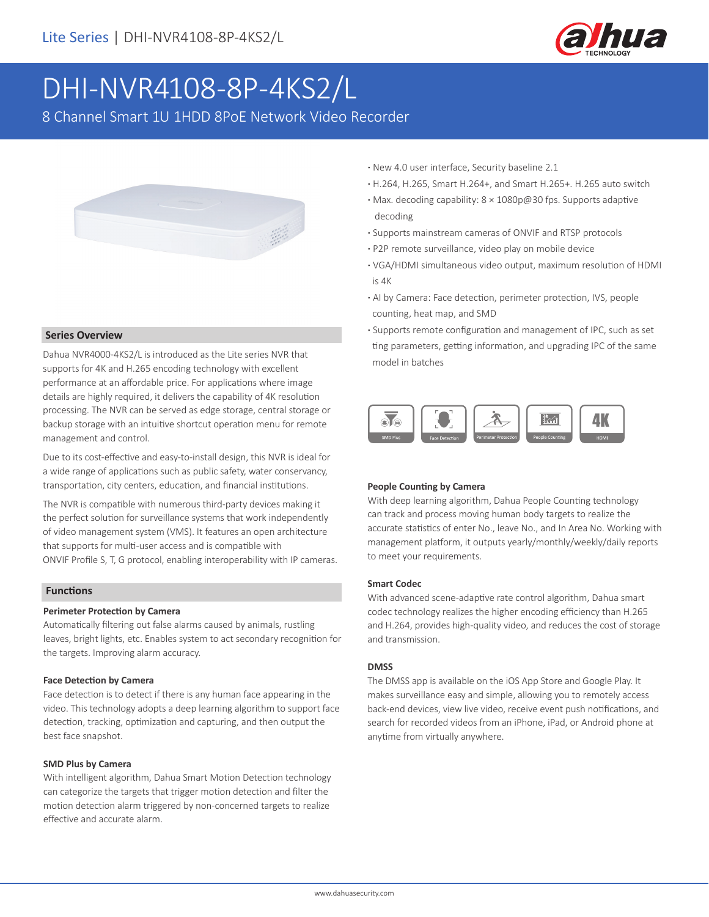# DHI-NVR4108-8P-4KS2/L

8 Channel Smart 1U 1HDD 8PoE Network Video Recorder

- New 4.0 user interface, Security baseline 2.1
- H.264, H.265, Smart H.264+, and Smart H.265+. H.265 auto switch
- Max. decoding capability: 8 × 1080p@30 fps. Supports adaptive decoding
- Supports mainstream cameras of ONVIF and RTSP protocols
- P2P remote surveillance, video play on mobile device
- VGA/HDMI simultaneous video output, maximum resolution of HDMI is 4K
- AI by Camera: Face detection, perimeter protection, IVS, people counting, heat map, and SMD
- Supports remote configuration and management of IPC, such as set ting parameters, getting information, and upgrading IPC of the same model in batches

SMD Plus | Face Detection | Perimeter Protection | People Counting | 4K HDMI

## Series Overview

Dahua NVR4000-4KS2/L is introduced as the Lite series NVR that supports for 4K and H.265 encoding technology with excellent performance at an affordable price. For applications where image details are highly required, it delivers the capability of 4K resolution processing. The NVR can be served as edge storage, central storage or backup storage with an intuitive shortcut operation menu for remote management and control.

Due to its cost-effective and easy-to-install design, this NVR is ideal for a wide range of applications such as public safety, water conservancy, transportation, city centers, education, and financial institutions.

The NVR is compatible with numerous third-party devices making it the perfect solution for surveillance systems that work independently of video management system (VMS). It features an open architecture that supports for multi-user access and is compatible with ONVIF Profile S, T, G protocol, enabling interoperability with IP cameras.

## Functions

### Perimeter Protection by Camera

Automatically filtering out false alarms caused by animals, rustling leaves, bright lights, etc. Enables system to act secondary recognition for the targets. Improving alarm accuracy.

### Face Detection by Camera

Face detection is to detect if there is any human face appearing in the video. This technology adopts a deep learning algorithm to support face detection, tracking, optimization and capturing, and then output the best face snapshot.

### SMD Plus by Camera

With intelligent algorithm, Dahua Smart Motion Detection technology can categorize the targets that trigger motion detection and filter the motion detection alarm triggered by non-concerned targets to realize effective and accurate alarm.

### People Counting by Camera

With deep learning algorithm, Dahua People Counting technology can track and process moving human body targets to realize the accurate statistics of enter No., leave No., and In Area No. Working with management platform, it outputs yearly/monthly/weekly/daily reports to meet your requirements.

### Smart Codec

With advanced scene-adaptive rate control algorithm, Dahua smart codec technology realizes the higher encoding efficiency than H.265 and H.264, provides high-quality video, and reduces the cost of storage and transmission.

### DMSS

The DMSS app is available on the iOS App Store and Google Play. It makes surveillance easy and simple, allowing you to remotely access back-end devices, view live video, receive event push notifications, and search for recorded videos from an iPhone, iPad, or Android phone at anytime from virtually anywhere.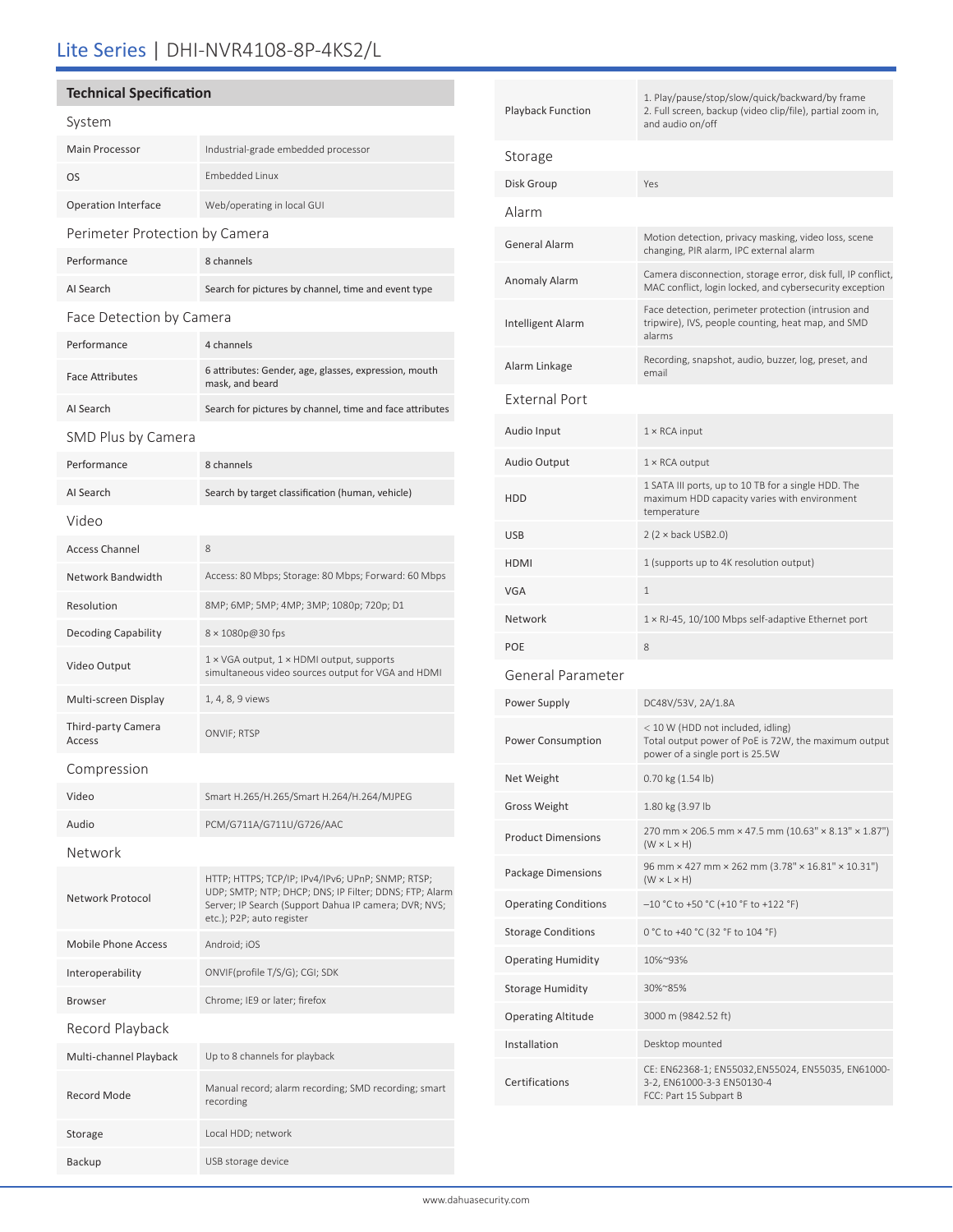# Lite Series | DHI-NVR4108-8P-4KS2/L

## Technical Specification

### System

| | |
|---|---|
| Main Processor | Industrial-grade embedded processor |
| OS | Embedded Linux |
| Operation Interface | Web/operating in local GUI |

### Perimeter Protection by Camera

| | |
|---|---|
| Performance | 8 channels |
| AI Search | Search for pictures by channel, time and event type |

### Face Detection by Camera

| | |
|---|---|
| Performance | 4 channels |
| Face Attributes | 6 attributes: Gender, age, glasses, expression, mouth mask, and beard |
| AI Search | Search for pictures by channel, time and face attributes |

### SMD Plus by Camera

| | |
|---|---|
| Performance | 8 channels |
| AI Search | Search by target classification (human, vehicle) |

### Video

| | |
|---|---|
| Access Channel | 8 |
| Network Bandwidth | Access: 80 Mbps; Storage: 80 Mbps; Forward: 60 Mbps |
| Resolution | 8MP; 6MP; 5MP; 4MP; 3MP; 1080p; 720p; D1 |
| Decoding Capability | 8 × 1080p@30 fps |
| Video Output | 1 × VGA output, 1 × HDMI output, supports simultaneous video sources output for VGA and HDMI |
| Multi-screen Display | 1, 4, 8, 9 views |
| Third-party Camera Access | ONVIF; RTSP |

### Compression

| | |
|---|---|
| Video | Smart H.265/H.265/Smart H.264/H.264/MJPEG |
| Audio | PCM/G711A/G711U/G726/AAC |

### Network

| | |
|---|---|
| Network Protocol | HTTP; HTTPS; TCP/IP; IPv4/IPv6; UPnP; SNMP; RTSP; UDP; SMTP; NTP; DHCP; DNS; IP Filter; DDNS; FTP; Alarm Server; IP Search (Support Dahua IP camera; DVR; NVS; etc.); P2P; auto register |
| Mobile Phone Access | Android; iOS |
| Interoperability | ONVIF(profile T/S/G); CGI; SDK |
| Browser | Chrome; IE9 or later; firefox |

### Record Playback

| | |
|---|---|
| Multi-channel Playback | Up to 8 channels for playback |
| Record Mode | Manual record; alarm recording; SMD recording; smart recording |
| Storage | Local HDD; network |
| Backup | USB storage device |
| Playback Function | 1. Play/pause/stop/slow/quick/backward/by frame<br>2. Full screen, backup (video clip/file), partial zoom in, and audio on/off |

### Storage

| | |
|---|---|
| Disk Group | Yes |

### Alarm

| | |
|---|---|
| General Alarm | Motion detection, privacy masking, video loss, scene changing, PIR alarm, IPC external alarm |
| Anomaly Alarm | Camera disconnection, storage error, disk full, IP conflict, MAC conflict, login locked, and cybersecurity exception |
| Intelligent Alarm | Face detection, perimeter protection (intrusion and tripwire), IVS, people counting, heat map, and SMD alarms |
| Alarm Linkage | Recording, snapshot, audio, buzzer, log, preset, and email |

### External Port

| | |
|---|---|
| Audio Input | 1 × RCA input |
| Audio Output | 1 × RCA output |
| HDD | 1 SATA III ports, up to 10 TB for a single HDD. The maximum HDD capacity varies with environment temperature |
| USB | 2 (2 × back USB2.0) |
| HDMI | 1 (supports up to 4K resolution output) |
| VGA | 1 |
| Network | 1 × RJ-45, 10/100 Mbps self-adaptive Ethernet port |
| POE | 8 |

### General Parameter

| | |
|---|---|
| Power Supply | DC48V/53V, 2A/1.8A |
| Power Consumption | < 10 W (HDD not included, idling)<br>Total output power of PoE is 72W, the maximum output power of a single port is 25.5W |
| Net Weight | 0.70 kg (1.54 lb) |
| Gross Weight | 1.80 kg (3.97 lb |
| Product Dimensions | 270 mm × 206.5 mm × 47.5 mm (10.63" × 8.13" × 1.87") (W × L × H) |
| Package Dimensions | 96 mm × 427 mm × 262 mm (3.78" × 16.81" × 10.31") (W × L × H) |
| Operating Conditions | –10 °C to +50 °C (+10 °F to +122 °F) |
| Storage Conditions | 0 °C to +40 °C (32 °F to 104 °F) |
| Operating Humidity | 10%~93% |
| Storage Humidity | 30%~85% |
| Operating Altitude | 3000 m (9842.52 ft) |
| Installation | Desktop mounted |
| Certifications | CE: EN62368-1; EN55032,EN55024, EN55035, EN61000-3-2, EN61000-3-3 EN50130-4<br>FCC: Part 15 Subpart B |

www.dahuasecurity.com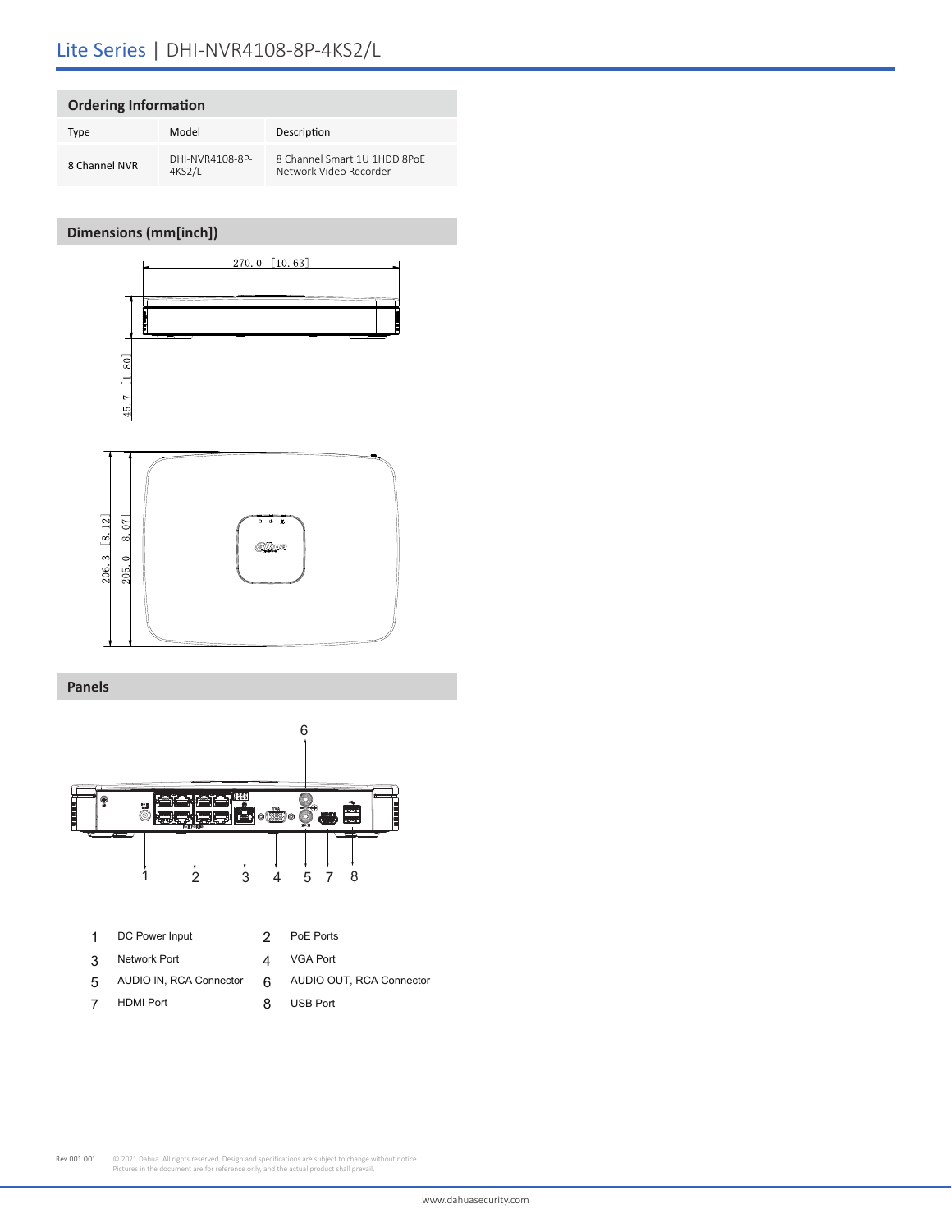## Ordering Information

| Type | Model | Description |
| --- | --- | --- |
| 8 Channel NVR | DHI-NVR4108-8P-4KS2/L | 8 Channel Smart 1U 1HDD 8PoE Network Video Recorder |

## Dimensions (mm[inch])

270.0 [10.63]

45.7 [1.80]

206.3 [8.12]

205.0 [8.07]

## Panels

| | | | |
| --- | --- | --- | --- |
| 1 | DC Power Input | 2 | PoE Ports |
| 3 | Network Port | 4 | VGA Port |
| 5 | AUDIO IN, RCA Connector | 6 | AUDIO OUT, RCA Connector |
| 7 | HDMI Port | 8 | USB Port |

Rev 001.001 © 2021 Dahua. All rights reserved. Design and specifications are subject to change without notice. Pictures in the document are for reference only, and the actual product shall prevail.

www.dahuasecurity.com